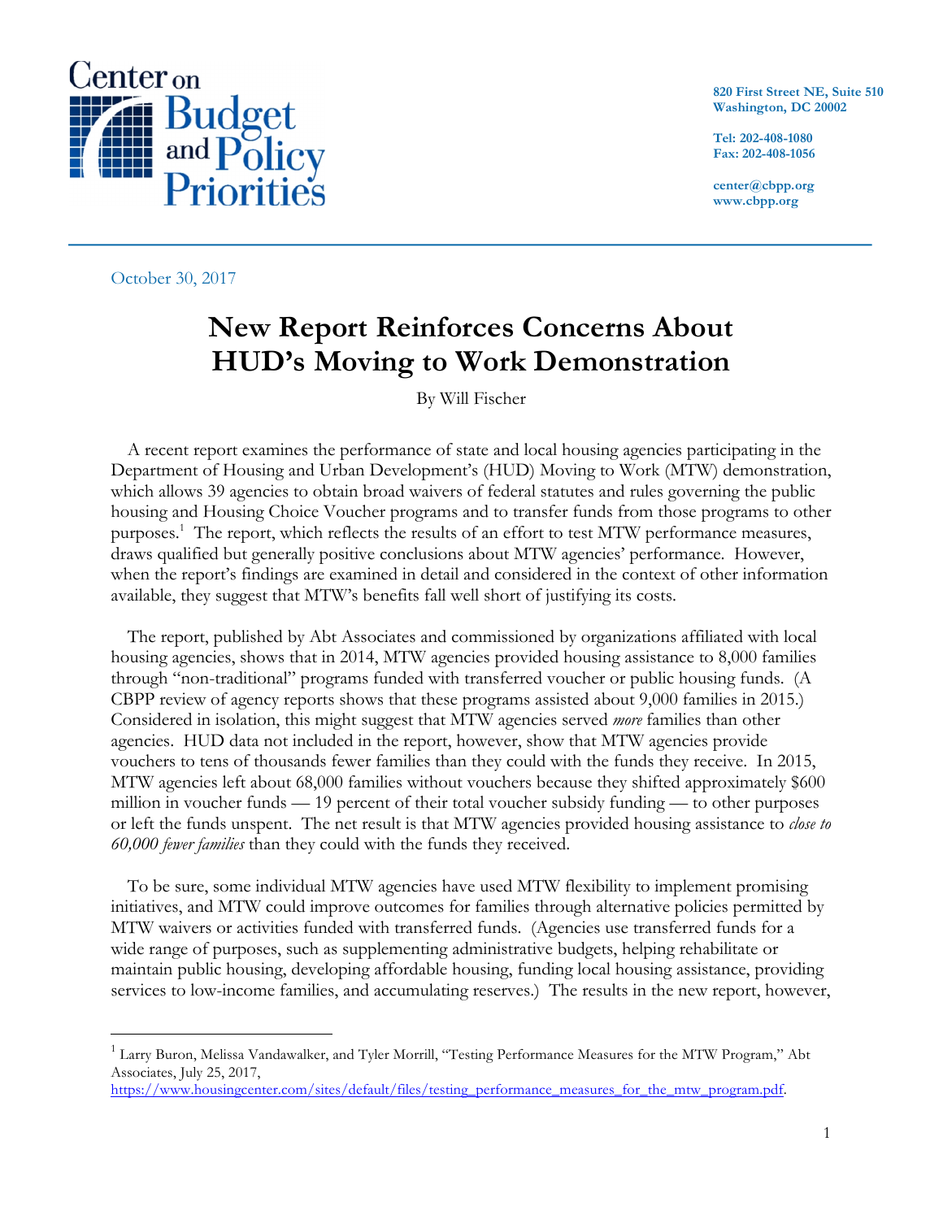Center on Budget and Policy Priorities

820 First Street NE, Suite 510
Washington, DC 20002

Tel: 202-408-1080
Fax: 202-408-1056

center@cbpp.org
www.cbpp.org

October 30, 2017

# New Report Reinforces Concerns About HUD's Moving to Work Demonstration

By Will Fischer

A recent report examines the performance of state and local housing agencies participating in the Department of Housing and Urban Development's (HUD) Moving to Work (MTW) demonstration, which allows 39 agencies to obtain broad waivers of federal statutes and rules governing the public housing and Housing Choice Voucher programs and to transfer funds from those programs to other purposes.[1] The report, which reflects the results of an effort to test MTW performance measures, draws qualified but generally positive conclusions about MTW agencies' performance. However, when the report's findings are examined in detail and considered in the context of other information available, they suggest that MTW's benefits fall well short of justifying its costs.

The report, published by Abt Associates and commissioned by organizations affiliated with local housing agencies, shows that in 2014, MTW agencies provided housing assistance to 8,000 families through "non-traditional" programs funded with transferred voucher or public housing funds. (A CBPP review of agency reports shows that these programs assisted about 9,000 families in 2015.) Considered in isolation, this might suggest that MTW agencies served *more* families than other agencies. HUD data not included in the report, however, show that MTW agencies provide vouchers to tens of thousands fewer families than they could with the funds they receive. In 2015, MTW agencies left about 68,000 families without vouchers because they shifted approximately $600 million in voucher funds — 19 percent of their total voucher subsidy funding — to other purposes or left the funds unspent. The net result is that MTW agencies provided housing assistance to *close to 60,000 fewer families* than they could with the funds they received.

To be sure, some individual MTW agencies have used MTW flexibility to implement promising initiatives, and MTW could improve outcomes for families through alternative policies permitted by MTW waivers or activities funded with transferred funds. (Agencies use transferred funds for a wide range of purposes, such as supplementing administrative budgets, helping rehabilitate or maintain public housing, developing affordable housing, funding local housing assistance, providing services to low-income families, and accumulating reserves.) The results in the new report, however,

---

[1] Larry Buron, Melissa Vandawalker, and Tyler Morrill, "Testing Performance Measures for the MTW Program," Abt Associates, July 25, 2017, https://www.housingcenter.com/sites/default/files/testing_performance_measures_for_the_mtw_program.pdf.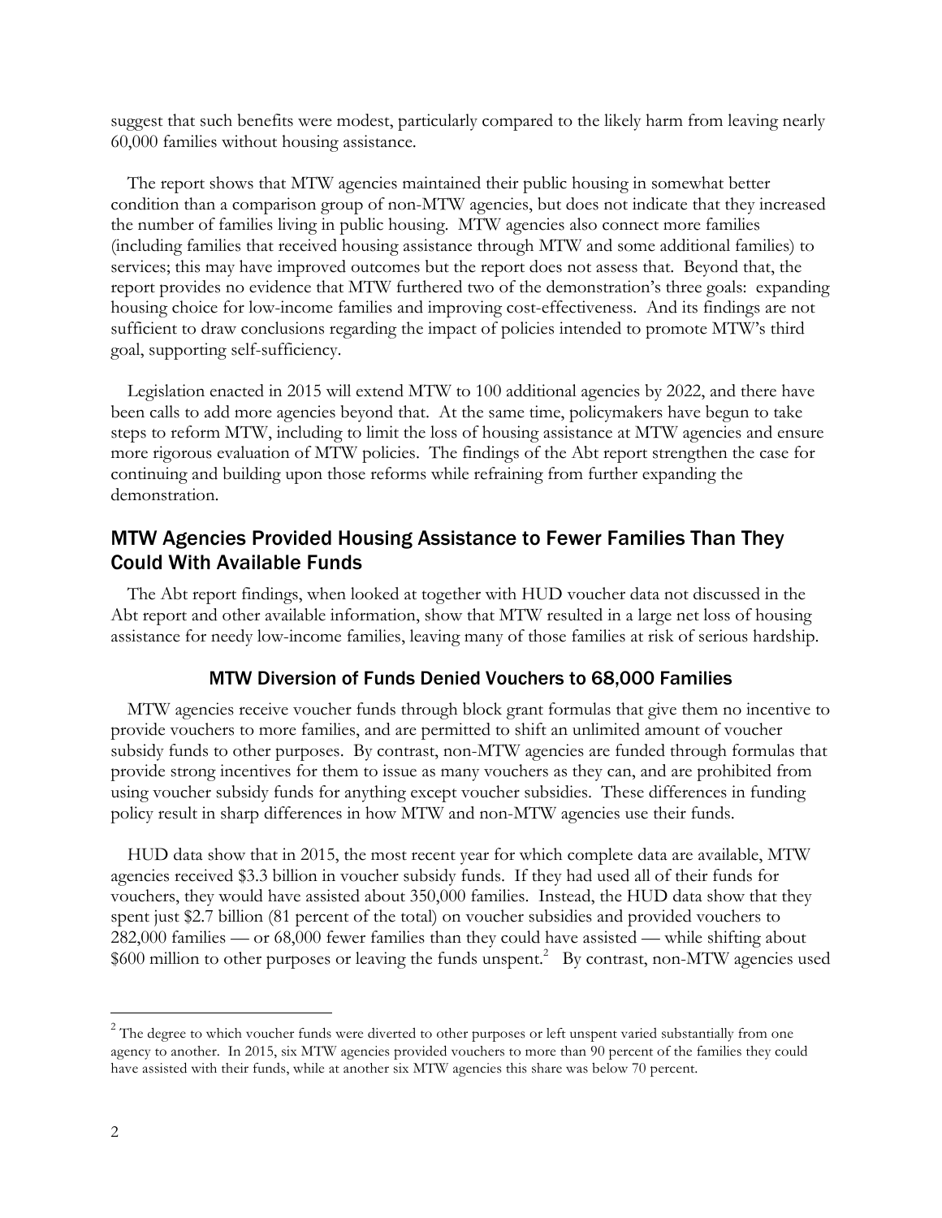suggest that such benefits were modest, particularly compared to the likely harm from leaving nearly 60,000 families without housing assistance.

The report shows that MTW agencies maintained their public housing in somewhat better condition than a comparison group of non-MTW agencies, but does not indicate that they increased the number of families living in public housing. MTW agencies also connect more families (including families that received housing assistance through MTW and some additional families) to services; this may have improved outcomes but the report does not assess that. Beyond that, the report provides no evidence that MTW furthered two of the demonstration's three goals: expanding housing choice for low-income families and improving cost-effectiveness. And its findings are not sufficient to draw conclusions regarding the impact of policies intended to promote MTW's third goal, supporting self-sufficiency.

Legislation enacted in 2015 will extend MTW to 100 additional agencies by 2022, and there have been calls to add more agencies beyond that. At the same time, policymakers have begun to take steps to reform MTW, including to limit the loss of housing assistance at MTW agencies and ensure more rigorous evaluation of MTW policies. The findings of the Abt report strengthen the case for continuing and building upon those reforms while refraining from further expanding the demonstration.

## MTW Agencies Provided Housing Assistance to Fewer Families Than They Could With Available Funds

The Abt report findings, when looked at together with HUD voucher data not discussed in the Abt report and other available information, show that MTW resulted in a large net loss of housing assistance for needy low-income families, leaving many of those families at risk of serious hardship.

### MTW Diversion of Funds Denied Vouchers to 68,000 Families

MTW agencies receive voucher funds through block grant formulas that give them no incentive to provide vouchers to more families, and are permitted to shift an unlimited amount of voucher subsidy funds to other purposes. By contrast, non-MTW agencies are funded through formulas that provide strong incentives for them to issue as many vouchers as they can, and are prohibited from using voucher subsidy funds for anything except voucher subsidies. These differences in funding policy result in sharp differences in how MTW and non-MTW agencies use their funds.

HUD data show that in 2015, the most recent year for which complete data are available, MTW agencies received $3.3 billion in voucher subsidy funds. If they had used all of their funds for vouchers, they would have assisted about 350,000 families. Instead, the HUD data show that they spent just $2.7 billion (81 percent of the total) on voucher subsidies and provided vouchers to 282,000 families — or 68,000 fewer families than they could have assisted — while shifting about $600 million to other purposes or leaving the funds unspent.[2] By contrast, non-MTW agencies used

[2] The degree to which voucher funds were diverted to other purposes or left unspent varied substantially from one agency to another. In 2015, six MTW agencies provided vouchers to more than 90 percent of the families they could have assisted with their funds, while at another six MTW agencies this share was below 70 percent.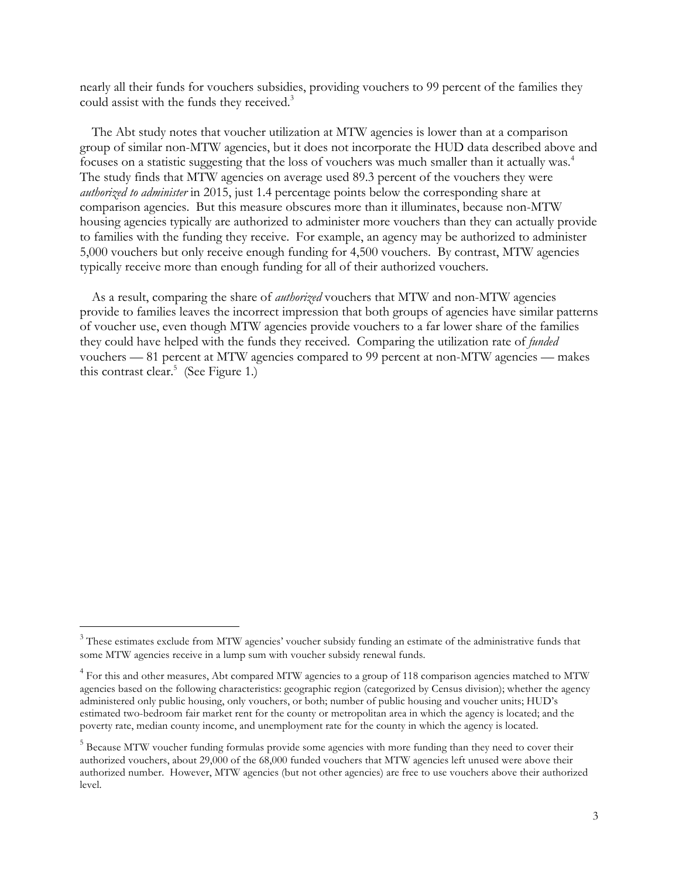nearly all their funds for vouchers subsidies, providing vouchers to 99 percent of the families they could assist with the funds they received.[3]

The Abt study notes that voucher utilization at MTW agencies is lower than at a comparison group of similar non-MTW agencies, but it does not incorporate the HUD data described above and focuses on a statistic suggesting that the loss of vouchers was much smaller than it actually was.[4] The study finds that MTW agencies on average used 89.3 percent of the vouchers they were *authorized to administer* in 2015, just 1.4 percentage points below the corresponding share at comparison agencies. But this measure obscures more than it illuminates, because non-MTW housing agencies typically are authorized to administer more vouchers than they can actually provide to families with the funding they receive. For example, an agency may be authorized to administer 5,000 vouchers but only receive enough funding for 4,500 vouchers. By contrast, MTW agencies typically receive more than enough funding for all of their authorized vouchers.

As a result, comparing the share of *authorized* vouchers that MTW and non-MTW agencies provide to families leaves the incorrect impression that both groups of agencies have similar patterns of voucher use, even though MTW agencies provide vouchers to a far lower share of the families they could have helped with the funds they received. Comparing the utilization rate of *funded* vouchers — 81 percent at MTW agencies compared to 99 percent at non-MTW agencies — makes this contrast clear.[5] (See Figure 1.)

---

[3] These estimates exclude from MTW agencies' voucher subsidy funding an estimate of the administrative funds that some MTW agencies receive in a lump sum with voucher subsidy renewal funds.

[4] For this and other measures, Abt compared MTW agencies to a group of 118 comparison agencies matched to MTW agencies based on the following characteristics: geographic region (categorized by Census division); whether the agency administered only public housing, only vouchers, or both; number of public housing and voucher units; HUD's estimated two-bedroom fair market rent for the county or metropolitan area in which the agency is located; and the poverty rate, median county income, and unemployment rate for the county in which the agency is located.

[5] Because MTW voucher funding formulas provide some agencies with more funding than they need to cover their authorized vouchers, about 29,000 of the 68,000 funded vouchers that MTW agencies left unused were above their authorized number. However, MTW agencies (but not other agencies) are free to use vouchers above their authorized level.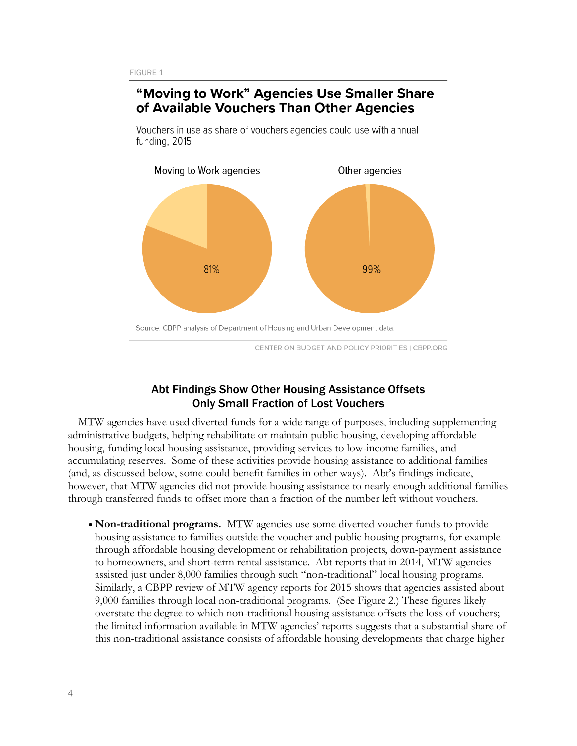FIGURE 1

## "Moving to Work" Agencies Use Smaller Share of Available Vouchers Than Other Agencies

Vouchers in use as share of vouchers agencies could use with annual funding, 2015

Moving to Work agencies: 81%

Other agencies: 99%

Source: CBPP analysis of Department of Housing and Urban Development data.

CENTER ON BUDGET AND POLICY PRIORITIES | CBPP.ORG

### Abt Findings Show Other Housing Assistance Offsets Only Small Fraction of Lost Vouchers

MTW agencies have used diverted funds for a wide range of purposes, including supplementing administrative budgets, helping rehabilitate or maintain public housing, developing affordable housing, funding local housing assistance, providing services to low-income families, and accumulating reserves. Some of these activities provide housing assistance to additional families (and, as discussed below, some could benefit families in other ways). Abt's findings indicate, however, that MTW agencies did not provide housing assistance to nearly enough additional families through transferred funds to offset more than a fraction of the number left without vouchers.

- **Non-traditional programs.** MTW agencies use some diverted voucher funds to provide housing assistance to families outside the voucher and public housing programs, for example through affordable housing development or rehabilitation projects, down-payment assistance to homeowners, and short-term rental assistance. Abt reports that in 2014, MTW agencies assisted just under 8,000 families through such "non-traditional" local housing programs. Similarly, a CBPP review of MTW agency reports for 2015 shows that agencies assisted about 9,000 families through local non-traditional programs. (See Figure 2.) These figures likely overstate the degree to which non-traditional housing assistance offsets the loss of vouchers; the limited information available in MTW agencies' reports suggests that a substantial share of this non-traditional assistance consists of affordable housing developments that charge higher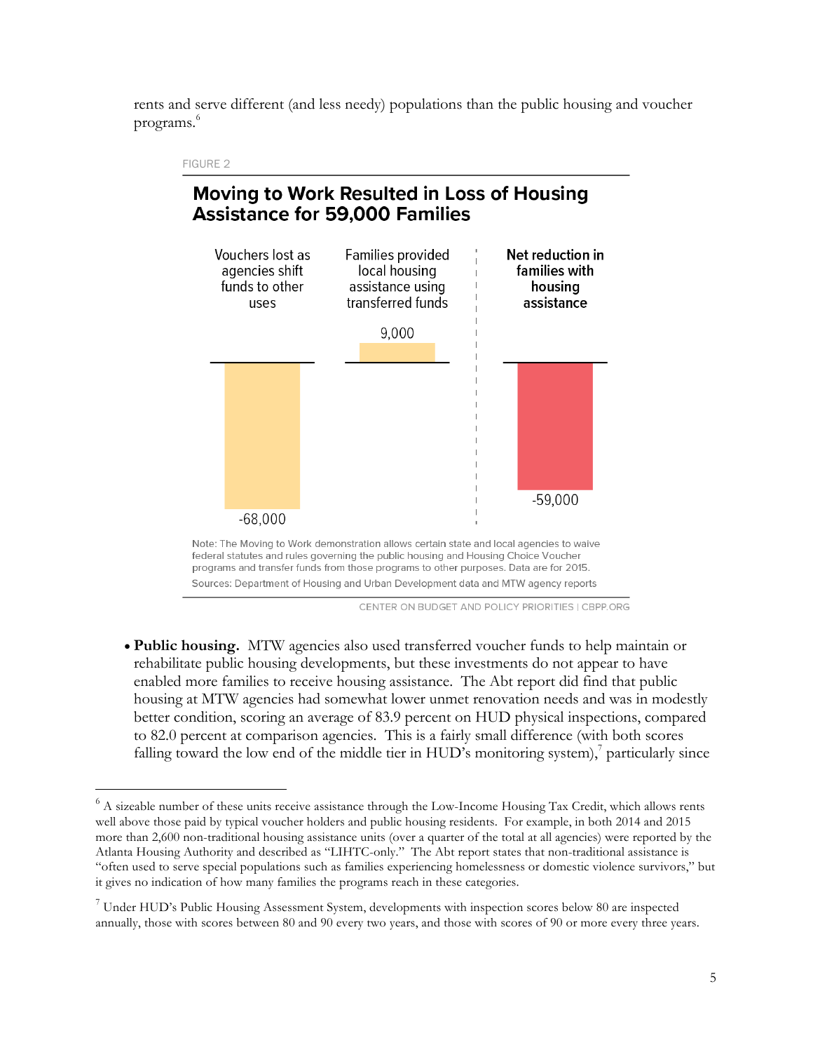rents and serve different (and less needy) populations than the public housing and voucher programs.[6]

FIGURE 2

**Moving to Work Resulted in Loss of Housing Assistance for 59,000 Families**

| Vouchers lost as agencies shift funds to other uses | Families provided local housing assistance using transferred funds | Net reduction in families with housing assistance |
|---|---|---|
| -68,000 | 9,000 | -59,000 |

Note: The Moving to Work demonstration allows certain state and local agencies to waive federal statutes and rules governing the public housing and Housing Choice Voucher programs and transfer funds from those programs to other purposes. Data are for 2015.

Sources: Department of Housing and Urban Development data and MTW agency reports

CENTER ON BUDGET AND POLICY PRIORITIES | CBPP.ORG

- **Public housing.** MTW agencies also used transferred voucher funds to help maintain or rehabilitate public housing developments, but these investments do not appear to have enabled more families to receive housing assistance. The Abt report did find that public housing at MTW agencies had somewhat lower unmet renovation needs and was in modestly better condition, scoring an average of 83.9 percent on HUD physical inspections, compared to 82.0 percent at comparison agencies. This is a fairly small difference (with both scores falling toward the low end of the middle tier in HUD's monitoring system),[7] particularly since

[6] A sizeable number of these units receive assistance through the Low-Income Housing Tax Credit, which allows rents well above those paid by typical voucher holders and public housing residents. For example, in both 2014 and 2015 more than 2,600 non-traditional housing assistance units (over a quarter of the total at all agencies) were reported by the Atlanta Housing Authority and described as "LIHTC-only." The Abt report states that non-traditional assistance is "often used to serve special populations such as families experiencing homelessness or domestic violence survivors," but it gives no indication of how many families the programs reach in these categories.

[7] Under HUD's Public Housing Assessment System, developments with inspection scores below 80 are inspected annually, those with scores between 80 and 90 every two years, and those with scores of 90 or more every three years.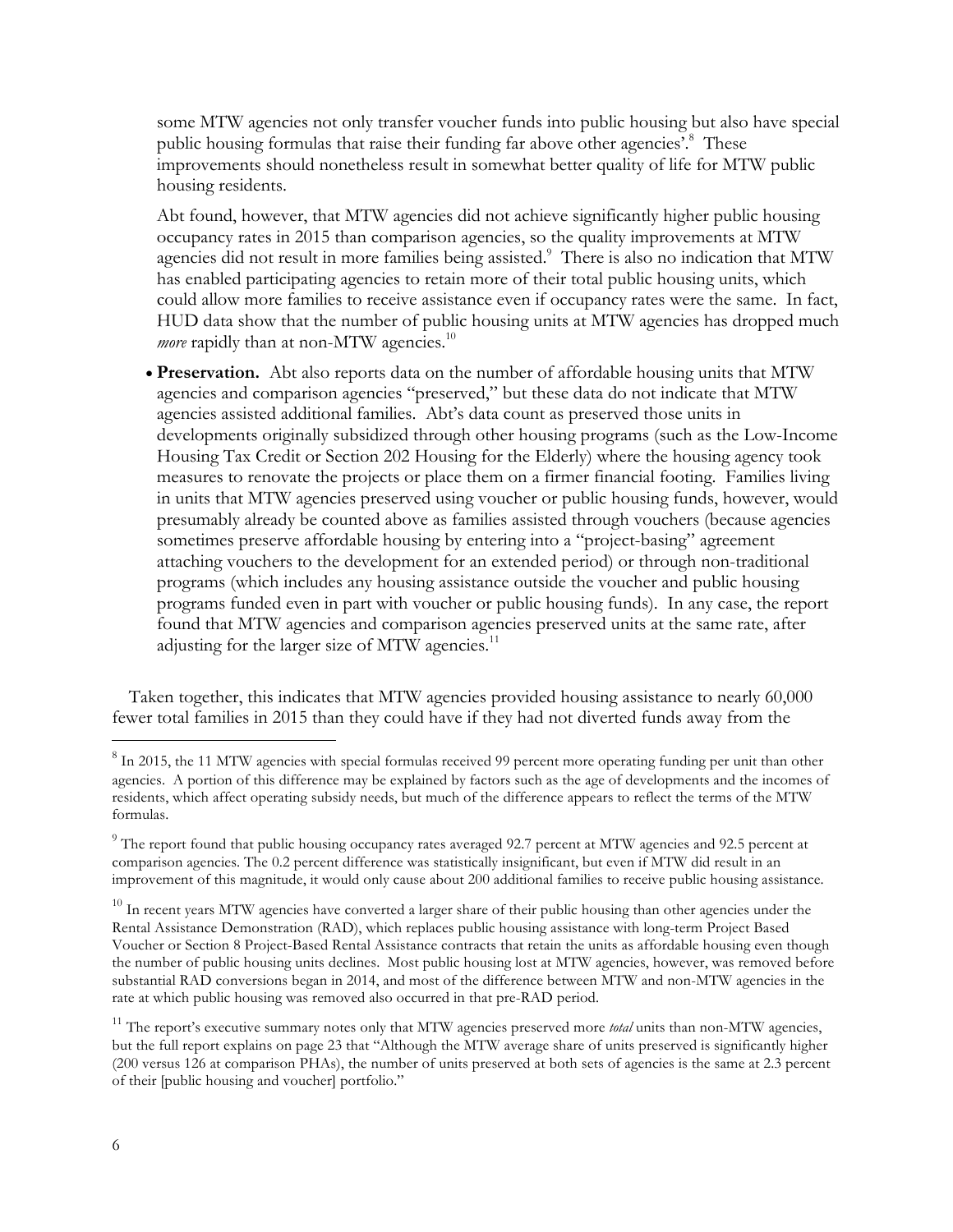some MTW agencies not only transfer voucher funds into public housing but also have special public housing formulas that raise their funding far above other agencies'.[8] These improvements should nonetheless result in somewhat better quality of life for MTW public housing residents.

Abt found, however, that MTW agencies did not achieve significantly higher public housing occupancy rates in 2015 than comparison agencies, so the quality improvements at MTW agencies did not result in more families being assisted.[9] There is also no indication that MTW has enabled participating agencies to retain more of their total public housing units, which could allow more families to receive assistance even if occupancy rates were the same. In fact, HUD data show that the number of public housing units at MTW agencies has dropped much *more* rapidly than at non-MTW agencies.[10]

- **Preservation.** Abt also reports data on the number of affordable housing units that MTW agencies and comparison agencies "preserved," but these data do not indicate that MTW agencies assisted additional families. Abt's data count as preserved those units in developments originally subsidized through other housing programs (such as the Low-Income Housing Tax Credit or Section 202 Housing for the Elderly) where the housing agency took measures to renovate the projects or place them on a firmer financial footing. Families living in units that MTW agencies preserved using voucher or public housing funds, however, would presumably already be counted above as families assisted through vouchers (because agencies sometimes preserve affordable housing by entering into a "project-basing" agreement attaching vouchers to the development for an extended period) or through non-traditional programs (which includes any housing assistance outside the voucher and public housing programs funded even in part with voucher or public housing funds). In any case, the report found that MTW agencies and comparison agencies preserved units at the same rate, after adjusting for the larger size of MTW agencies.[11]

Taken together, this indicates that MTW agencies provided housing assistance to nearly 60,000 fewer total families in 2015 than they could have if they had not diverted funds away from the

---

[8] In 2015, the 11 MTW agencies with special formulas received 99 percent more operating funding per unit than other agencies. A portion of this difference may be explained by factors such as the age of developments and the incomes of residents, which affect operating subsidy needs, but much of the difference appears to reflect the terms of the MTW formulas.

[9] The report found that public housing occupancy rates averaged 92.7 percent at MTW agencies and 92.5 percent at comparison agencies. The 0.2 percent difference was statistically insignificant, but even if MTW did result in an improvement of this magnitude, it would only cause about 200 additional families to receive public housing assistance.

[10] In recent years MTW agencies have converted a larger share of their public housing than other agencies under the Rental Assistance Demonstration (RAD), which replaces public housing assistance with long-term Project Based Voucher or Section 8 Project-Based Rental Assistance contracts that retain the units as affordable housing even though the number of public housing units declines. Most public housing lost at MTW agencies, however, was removed before substantial RAD conversions began in 2014, and most of the difference between MTW and non-MTW agencies in the rate at which public housing was removed also occurred in that pre-RAD period.

[11] The report's executive summary notes only that MTW agencies preserved more *total* units than non-MTW agencies, but the full report explains on page 23 that "Although the MTW average share of units preserved is significantly higher (200 versus 126 at comparison PHAs), the number of units preserved at both sets of agencies is the same at 2.3 percent of their [public housing and voucher] portfolio."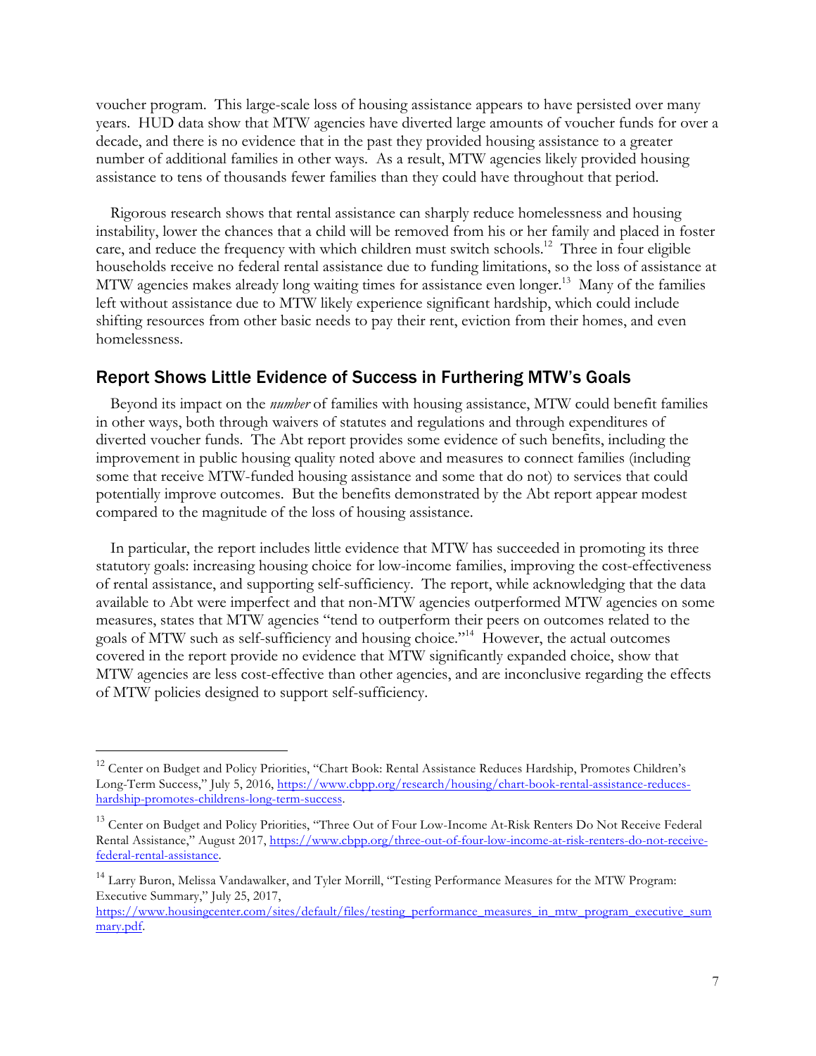voucher program. This large-scale loss of housing assistance appears to have persisted over many years. HUD data show that MTW agencies have diverted large amounts of voucher funds for over a decade, and there is no evidence that in the past they provided housing assistance to a greater number of additional families in other ways. As a result, MTW agencies likely provided housing assistance to tens of thousands fewer families than they could have throughout that period.

Rigorous research shows that rental assistance can sharply reduce homelessness and housing instability, lower the chances that a child will be removed from his or her family and placed in foster care, and reduce the frequency with which children must switch schools.[12] Three in four eligible households receive no federal rental assistance due to funding limitations, so the loss of assistance at MTW agencies makes already long waiting times for assistance even longer.[13] Many of the families left without assistance due to MTW likely experience significant hardship, which could include shifting resources from other basic needs to pay their rent, eviction from their homes, and even homelessness.

## Report Shows Little Evidence of Success in Furthering MTW's Goals

Beyond its impact on the *number* of families with housing assistance, MTW could benefit families in other ways, both through waivers of statutes and regulations and through expenditures of diverted voucher funds. The Abt report provides some evidence of such benefits, including the improvement in public housing quality noted above and measures to connect families (including some that receive MTW-funded housing assistance and some that do not) to services that could potentially improve outcomes. But the benefits demonstrated by the Abt report appear modest compared to the magnitude of the loss of housing assistance.

In particular, the report includes little evidence that MTW has succeeded in promoting its three statutory goals: increasing housing choice for low-income families, improving the cost-effectiveness of rental assistance, and supporting self-sufficiency. The report, while acknowledging that the data available to Abt were imperfect and that non-MTW agencies outperformed MTW agencies on some measures, states that MTW agencies "tend to outperform their peers on outcomes related to the goals of MTW such as self-sufficiency and housing choice."[14] However, the actual outcomes covered in the report provide no evidence that MTW significantly expanded choice, show that MTW agencies are less cost-effective than other agencies, and are inconclusive regarding the effects of MTW policies designed to support self-sufficiency.

---

[12] Center on Budget and Policy Priorities, "Chart Book: Rental Assistance Reduces Hardship, Promotes Children's Long-Term Success," July 5, 2016, https://www.cbpp.org/research/housing/chart-book-rental-assistance-reduces-hardship-promotes-childrens-long-term-success.

[13] Center on Budget and Policy Priorities, "Three Out of Four Low-Income At-Risk Renters Do Not Receive Federal Rental Assistance," August 2017, https://www.cbpp.org/three-out-of-four-low-income-at-risk-renters-do-not-receive-federal-rental-assistance.

[14] Larry Buron, Melissa Vandawalker, and Tyler Morrill, "Testing Performance Measures for the MTW Program: Executive Summary," July 25, 2017, https://www.housingcenter.com/sites/default/files/testing_performance_measures_in_mtw_program_executive_summary.pdf.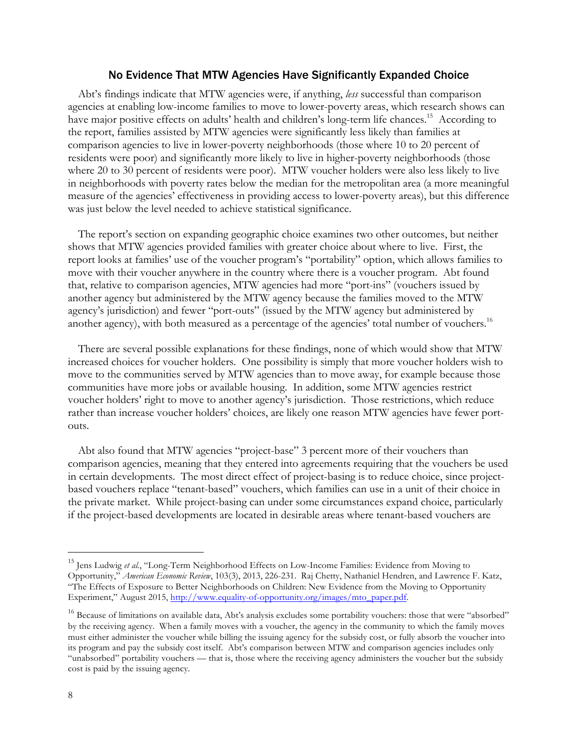## No Evidence That MTW Agencies Have Significantly Expanded Choice

Abt's findings indicate that MTW agencies were, if anything, *less* successful than comparison agencies at enabling low-income families to move to lower-poverty areas, which research shows can have major positive effects on adults' health and children's long-term life chances.[15] According to the report, families assisted by MTW agencies were significantly less likely than families at comparison agencies to live in lower-poverty neighborhoods (those where 10 to 20 percent of residents were poor) and significantly more likely to live in higher-poverty neighborhoods (those where 20 to 30 percent of residents were poor). MTW voucher holders were also less likely to live in neighborhoods with poverty rates below the median for the metropolitan area (a more meaningful measure of the agencies' effectiveness in providing access to lower-poverty areas), but this difference was just below the level needed to achieve statistical significance.

The report's section on expanding geographic choice examines two other outcomes, but neither shows that MTW agencies provided families with greater choice about where to live. First, the report looks at families' use of the voucher program's "portability" option, which allows families to move with their voucher anywhere in the country where there is a voucher program. Abt found that, relative to comparison agencies, MTW agencies had more "port-ins" (vouchers issued by another agency but administered by the MTW agency because the families moved to the MTW agency's jurisdiction) and fewer "port-outs" (issued by the MTW agency but administered by another agency), with both measured as a percentage of the agencies' total number of vouchers.[16]

There are several possible explanations for these findings, none of which would show that MTW increased choices for voucher holders. One possibility is simply that more voucher holders wish to move to the communities served by MTW agencies than to move away, for example because those communities have more jobs or available housing. In addition, some MTW agencies restrict voucher holders' right to move to another agency's jurisdiction. Those restrictions, which reduce rather than increase voucher holders' choices, are likely one reason MTW agencies have fewer port-outs.

Abt also found that MTW agencies "project-base" 3 percent more of their vouchers than comparison agencies, meaning that they entered into agreements requiring that the vouchers be used in certain developments. The most direct effect of project-basing is to reduce choice, since project-based vouchers replace "tenant-based" vouchers, which families can use in a unit of their choice in the private market. While project-basing can under some circumstances expand choice, particularly if the project-based developments are located in desirable areas where tenant-based vouchers are

---

[15] Jens Ludwig *et al.*, "Long-Term Neighborhood Effects on Low-Income Families: Evidence from Moving to Opportunity," *American Economic Review*, 103(3), 2013, 226-231. Raj Chetty, Nathaniel Hendren, and Lawrence F. Katz, "The Effects of Exposure to Better Neighborhoods on Children: New Evidence from the Moving to Opportunity Experiment," August 2015, http://www.equality-of-opportunity.org/images/mto_paper.pdf.

[16] Because of limitations on available data, Abt's analysis excludes some portability vouchers: those that were "absorbed" by the receiving agency. When a family moves with a voucher, the agency in the community to which the family moves must either administer the voucher while billing the issuing agency for the subsidy cost, or fully absorb the voucher into its program and pay the subsidy cost itself. Abt's comparison between MTW and comparison agencies includes only "unabsorbed" portability vouchers — that is, those where the receiving agency administers the voucher but the subsidy cost is paid by the issuing agency.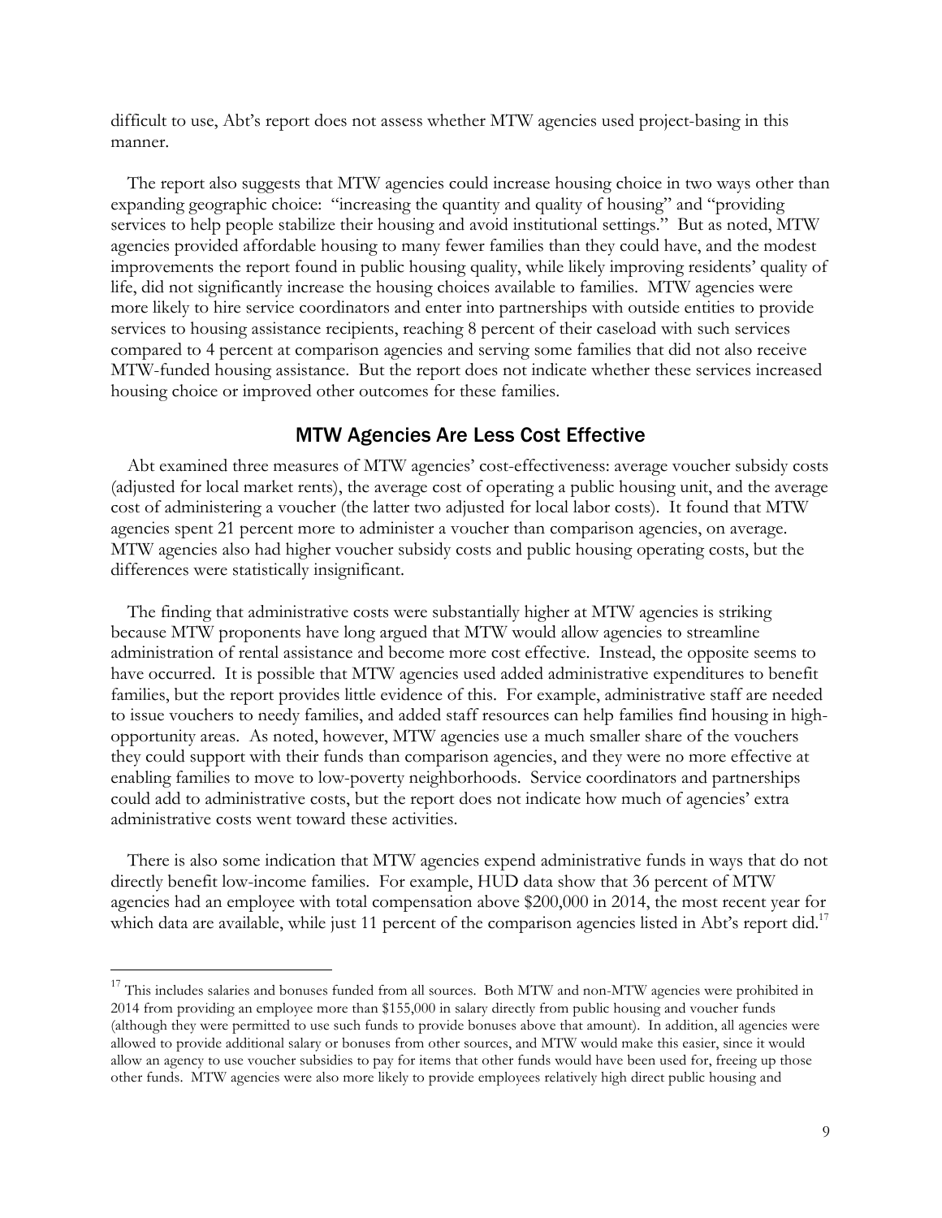difficult to use, Abt's report does not assess whether MTW agencies used project-basing in this manner.

The report also suggests that MTW agencies could increase housing choice in two ways other than expanding geographic choice: "increasing the quantity and quality of housing" and "providing services to help people stabilize their housing and avoid institutional settings." But as noted, MTW agencies provided affordable housing to many fewer families than they could have, and the modest improvements the report found in public housing quality, while likely improving residents' quality of life, did not significantly increase the housing choices available to families. MTW agencies were more likely to hire service coordinators and enter into partnerships with outside entities to provide services to housing assistance recipients, reaching 8 percent of their caseload with such services compared to 4 percent at comparison agencies and serving some families that did not also receive MTW-funded housing assistance. But the report does not indicate whether these services increased housing choice or improved other outcomes for these families.

## MTW Agencies Are Less Cost Effective

Abt examined three measures of MTW agencies' cost-effectiveness: average voucher subsidy costs (adjusted for local market rents), the average cost of operating a public housing unit, and the average cost of administering a voucher (the latter two adjusted for local labor costs). It found that MTW agencies spent 21 percent more to administer a voucher than comparison agencies, on average. MTW agencies also had higher voucher subsidy costs and public housing operating costs, but the differences were statistically insignificant.

The finding that administrative costs were substantially higher at MTW agencies is striking because MTW proponents have long argued that MTW would allow agencies to streamline administration of rental assistance and become more cost effective. Instead, the opposite seems to have occurred. It is possible that MTW agencies used added administrative expenditures to benefit families, but the report provides little evidence of this. For example, administrative staff are needed to issue vouchers to needy families, and added staff resources can help families find housing in high-opportunity areas. As noted, however, MTW agencies use a much smaller share of the vouchers they could support with their funds than comparison agencies, and they were no more effective at enabling families to move to low-poverty neighborhoods. Service coordinators and partnerships could add to administrative costs, but the report does not indicate how much of agencies' extra administrative costs went toward these activities.

There is also some indication that MTW agencies expend administrative funds in ways that do not directly benefit low-income families. For example, HUD data show that 36 percent of MTW agencies had an employee with total compensation above \$200,000 in 2014, the most recent year for which data are available, while just 11 percent of the comparison agencies listed in Abt's report did.[17]

---

[17] This includes salaries and bonuses funded from all sources. Both MTW and non-MTW agencies were prohibited in 2014 from providing an employee more than \$155,000 in salary directly from public housing and voucher funds (although they were permitted to use such funds to provide bonuses above that amount). In addition, all agencies were allowed to provide additional salary or bonuses from other sources, and MTW would make this easier, since it would allow an agency to use voucher subsidies to pay for items that other funds would have been used for, freeing up those other funds. MTW agencies were also more likely to provide employees relatively high direct public housing and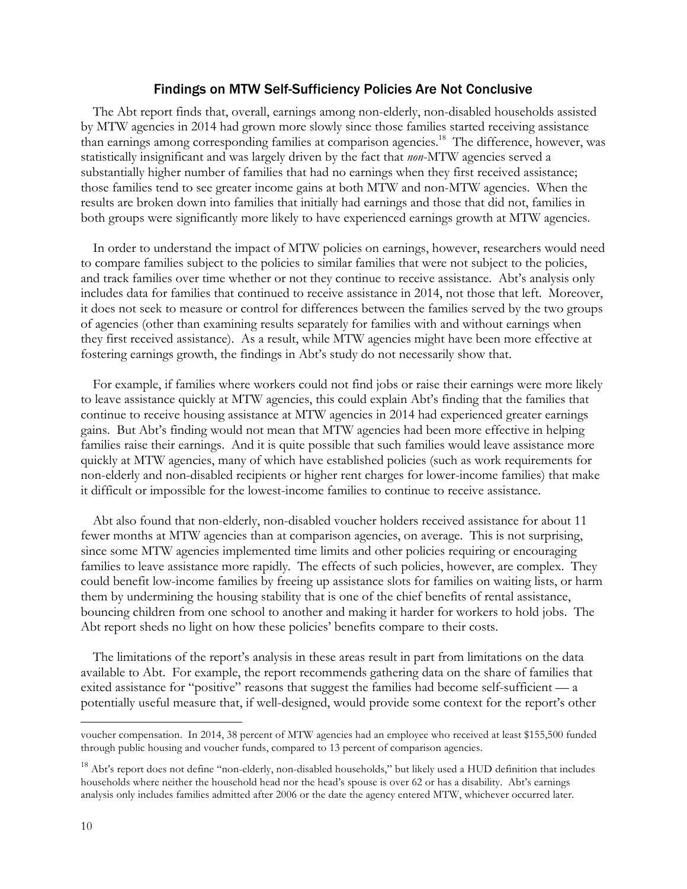## Findings on MTW Self-Sufficiency Policies Are Not Conclusive

The Abt report finds that, overall, earnings among non-elderly, non-disabled households assisted by MTW agencies in 2014 had grown more slowly since those families started receiving assistance than earnings among corresponding families at comparison agencies.[18] The difference, however, was statistically insignificant and was largely driven by the fact that *non*-MTW agencies served a substantially higher number of families that had no earnings when they first received assistance; those families tend to see greater income gains at both MTW and non-MTW agencies. When the results are broken down into families that initially had earnings and those that did not, families in both groups were significantly more likely to have experienced earnings growth at MTW agencies.

In order to understand the impact of MTW policies on earnings, however, researchers would need to compare families subject to the policies to similar families that were not subject to the policies, and track families over time whether or not they continue to receive assistance. Abt's analysis only includes data for families that continued to receive assistance in 2014, not those that left. Moreover, it does not seek to measure or control for differences between the families served by the two groups of agencies (other than examining results separately for families with and without earnings when they first received assistance). As a result, while MTW agencies might have been more effective at fostering earnings growth, the findings in Abt's study do not necessarily show that.

For example, if families where workers could not find jobs or raise their earnings were more likely to leave assistance quickly at MTW agencies, this could explain Abt's finding that the families that continue to receive housing assistance at MTW agencies in 2014 had experienced greater earnings gains. But Abt's finding would not mean that MTW agencies had been more effective in helping families raise their earnings. And it is quite possible that such families would leave assistance more quickly at MTW agencies, many of which have established policies (such as work requirements for non-elderly and non-disabled recipients or higher rent charges for lower-income families) that make it difficult or impossible for the lowest-income families to continue to receive assistance.

Abt also found that non-elderly, non-disabled voucher holders received assistance for about 11 fewer months at MTW agencies than at comparison agencies, on average. This is not surprising, since some MTW agencies implemented time limits and other policies requiring or encouraging families to leave assistance more rapidly. The effects of such policies, however, are complex. They could benefit low-income families by freeing up assistance slots for families on waiting lists, or harm them by undermining the housing stability that is one of the chief benefits of rental assistance, bouncing children from one school to another and making it harder for workers to hold jobs. The Abt report sheds no light on how these policies' benefits compare to their costs.

The limitations of the report's analysis in these areas result in part from limitations on the data available to Abt. For example, the report recommends gathering data on the share of families that exited assistance for "positive" reasons that suggest the families had become self-sufficient — a potentially useful measure that, if well-designed, would provide some context for the report's other

---

voucher compensation. In 2014, 38 percent of MTW agencies had an employee who received at least $155,500 funded through public housing and voucher funds, compared to 13 percent of comparison agencies.

[18] Abt's report does not define "non-elderly, non-disabled households," but likely used a HUD definition that includes households where neither the household head nor the head's spouse is over 62 or has a disability. Abt's earnings analysis only includes families admitted after 2006 or the date the agency entered MTW, whichever occurred later.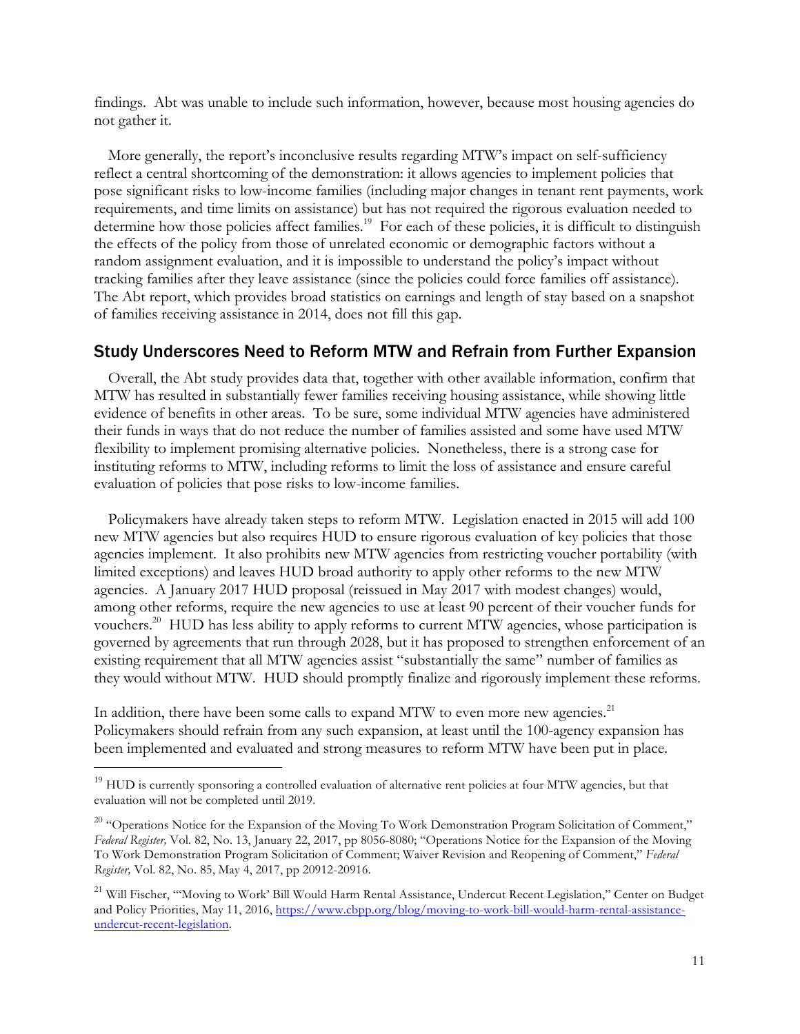findings. Abt was unable to include such information, however, because most housing agencies do not gather it.

More generally, the report's inconclusive results regarding MTW's impact on self-sufficiency reflect a central shortcoming of the demonstration: it allows agencies to implement policies that pose significant risks to low-income families (including major changes in tenant rent payments, work requirements, and time limits on assistance) but has not required the rigorous evaluation needed to determine how those policies affect families.[19] For each of these policies, it is difficult to distinguish the effects of the policy from those of unrelated economic or demographic factors without a random assignment evaluation, and it is impossible to understand the policy's impact without tracking families after they leave assistance (since the policies could force families off assistance). The Abt report, which provides broad statistics on earnings and length of stay based on a snapshot of families receiving assistance in 2014, does not fill this gap.

## Study Underscores Need to Reform MTW and Refrain from Further Expansion

Overall, the Abt study provides data that, together with other available information, confirm that MTW has resulted in substantially fewer families receiving housing assistance, while showing little evidence of benefits in other areas. To be sure, some individual MTW agencies have administered their funds in ways that do not reduce the number of families assisted and some have used MTW flexibility to implement promising alternative policies. Nonetheless, there is a strong case for instituting reforms to MTW, including reforms to limit the loss of assistance and ensure careful evaluation of policies that pose risks to low-income families.

Policymakers have already taken steps to reform MTW. Legislation enacted in 2015 will add 100 new MTW agencies but also requires HUD to ensure rigorous evaluation of key policies that those agencies implement. It also prohibits new MTW agencies from restricting voucher portability (with limited exceptions) and leaves HUD broad authority to apply other reforms to the new MTW agencies. A January 2017 HUD proposal (reissued in May 2017 with modest changes) would, among other reforms, require the new agencies to use at least 90 percent of their voucher funds for vouchers.[20] HUD has less ability to apply reforms to current MTW agencies, whose participation is governed by agreements that run through 2028, but it has proposed to strengthen enforcement of an existing requirement that all MTW agencies assist "substantially the same" number of families as they would without MTW. HUD should promptly finalize and rigorously implement these reforms.

In addition, there have been some calls to expand MTW to even more new agencies.[21] Policymakers should refrain from any such expansion, at least until the 100-agency expansion has been implemented and evaluated and strong measures to reform MTW have been put in place.

---

[19] HUD is currently sponsoring a controlled evaluation of alternative rent policies at four MTW agencies, but that evaluation will not be completed until 2019.

[20] "Operations Notice for the Expansion of the Moving To Work Demonstration Program Solicitation of Comment," *Federal Register,* Vol. 82, No. 13, January 22, 2017, pp 8056-8080; "Operations Notice for the Expansion of the Moving To Work Demonstration Program Solicitation of Comment; Waiver Revision and Reopening of Comment," *Federal Register,* Vol. 82, No. 85, May 4, 2017, pp 20912-20916.

[21] Will Fischer, "'Moving to Work' Bill Would Harm Rental Assistance, Undercut Recent Legislation," Center on Budget and Policy Priorities, May 11, 2016, https://www.cbpp.org/blog/moving-to-work-bill-would-harm-rental-assistance-undercut-recent-legislation.